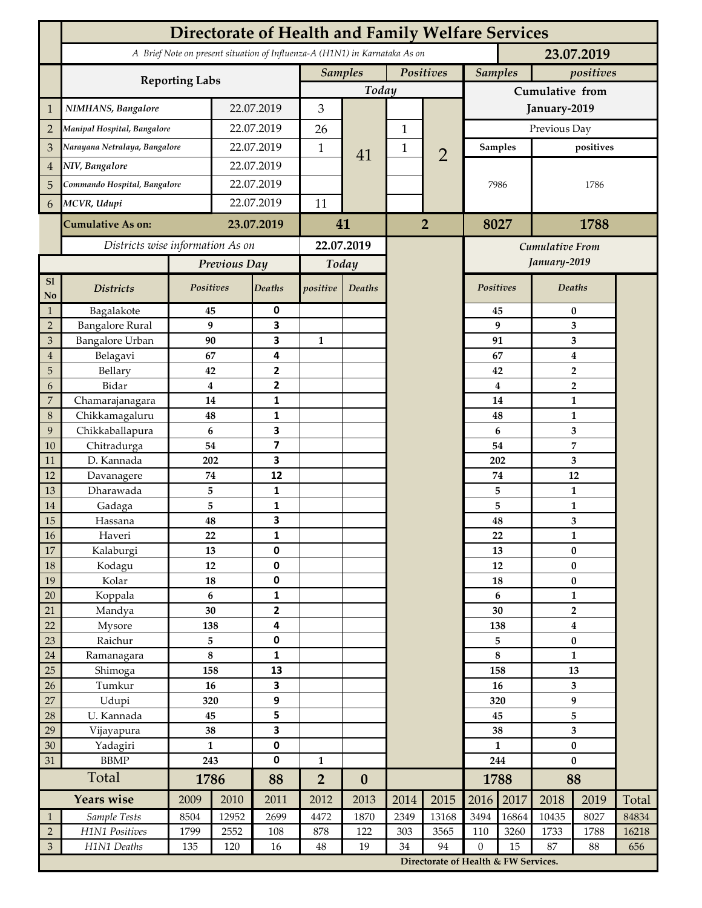# Directorate of Health and Family Welfare Services

*A Brief Note on present situation of Influenza-A (H1N1) in Karnataka As on* **23.07.2019**

| | Reporting Labs | | Samples Today | | Positives Today | | Samples (Cumulative from January-2019) | positives (Cumulative from January-2019) |
|---|---|---|---|---|---|---|---|---|
| | | | | | | | Previous Day | |
| | | | | | | | Samples | positives |
| 1 | NIMHANS, Bangalore | 22.07.2019 | 3 | 41 | | 2 | 7986 | 1786 |
| 2 | Manipal Hospital, Bangalore | 22.07.2019 | 26 | | 1 | | | |
| 3 | Narayana Netralaya, Bangalore | 22.07.2019 | 1 | | 1 | | | |
| 4 | NIV, Bangalore | 22.07.2019 | | | | | | |
| 5 | Commando Hospital, Bangalore | 22.07.2019 | | | | | | |
| 6 | MCVR, Udupi | 22.07.2019 | 11 | | | | | |
| | **Cumulative As on:** | **23.07.2019** | **41** | | **2** | | **8027** | **1788** |

*Districts wise information As on* **22.07.2019**

| Sl No | Districts | Previous Day Positives | Previous Day Deaths | Today positive | Today Deaths | Cumulative From January-2019 Positives | Cumulative From January-2019 Deaths |
|---|---|---|---|---|---|---|---|
| 1 | Bagalakote | 45 | 0 | | | 45 | 0 |
| 2 | Bangalore Rural | 9 | 3 | | | 9 | 3 |
| 3 | Bangalore Urban | 90 | 3 | 1 | | 91 | 3 |
| 4 | Belagavi | 67 | 4 | | | 67 | 4 |
| 5 | Bellary | 42 | 2 | | | 42 | 2 |
| 6 | Bidar | 4 | 2 | | | 4 | 2 |
| 7 | Chamarajanagara | 14 | 1 | | | 14 | 1 |
| 8 | Chikkamagaluru | 48 | 1 | | | 48 | 1 |
| 9 | Chikkaballapura | 6 | 3 | | | 6 | 3 |
| 10 | Chitradurga | 54 | 7 | | | 54 | 7 |
| 11 | D. Kannada | 202 | 3 | | | 202 | 3 |
| 12 | Davanagere | 74 | 12 | | | 74 | 12 |
| 13 | Dharawada | 5 | 1 | | | 5 | 1 |
| 14 | Gadaga | 5 | 1 | | | 5 | 1 |
| 15 | Hassana | 48 | 3 | | | 48 | 3 |
| 16 | Haveri | 22 | 1 | | | 22 | 1 |
| 17 | Kalaburgi | 13 | 0 | | | 13 | 0 |
| 18 | Kodagu | 12 | 0 | | | 12 | 0 |
| 19 | Kolar | 18 | 0 | | | 18 | 0 |
| 20 | Koppala | 6 | 1 | | | 6 | 1 |
| 21 | Mandya | 30 | 2 | | | 30 | 2 |
| 22 | Mysore | 138 | 4 | | | 138 | 4 |
| 23 | Raichur | 5 | 0 | | | 5 | 0 |
| 24 | Ramanagara | 8 | 1 | | | 8 | 1 |
| 25 | Shimoga | 158 | 13 | | | 158 | 13 |
| 26 | Tumkur | 16 | 3 | | | 16 | 3 |
| 27 | Udupi | 320 | 9 | | | 320 | 9 |
| 28 | U. Kannada | 45 | 5 | | | 45 | 5 |
| 29 | Vijayapura | 38 | 3 | | | 38 | 3 |
| 30 | Yadagiri | 1 | 0 | | | 1 | 0 |
| 31 | BBMP | 243 | 0 | 1 | | 244 | 0 |
| | **Total** | **1786** | **88** | **2** | **0** | **1788** | **88** |

| | Years wise | 2009 | 2010 | 2011 | 2012 | 2013 | 2014 | 2015 | 2016 | 2017 | 2018 | 2019 | Total |
|---|---|---|---|---|---|---|---|---|---|---|---|---|---|
| 1 | *Sample Tests* | 8504 | 12952 | 2699 | 4472 | 1870 | 2349 | 13168 | 3494 | 16864 | 10435 | 8027 | 84834 |
| 2 | *H1N1 Positives* | 1799 | 2552 | 108 | 878 | 122 | 303 | 3565 | 110 | 3260 | 1733 | 1788 | 16218 |
| 3 | *H1N1 Deaths* | 135 | 120 | 16 | 48 | 19 | 34 | 94 | 0 | 15 | 87 | 88 | 656 |

**Directorate of Health & FW Services.**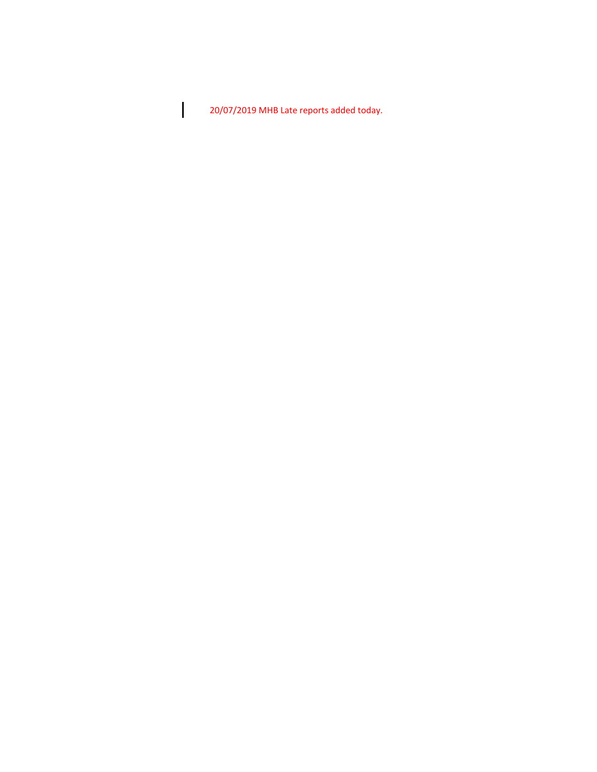20/07/2019 MHB Late reports added today.